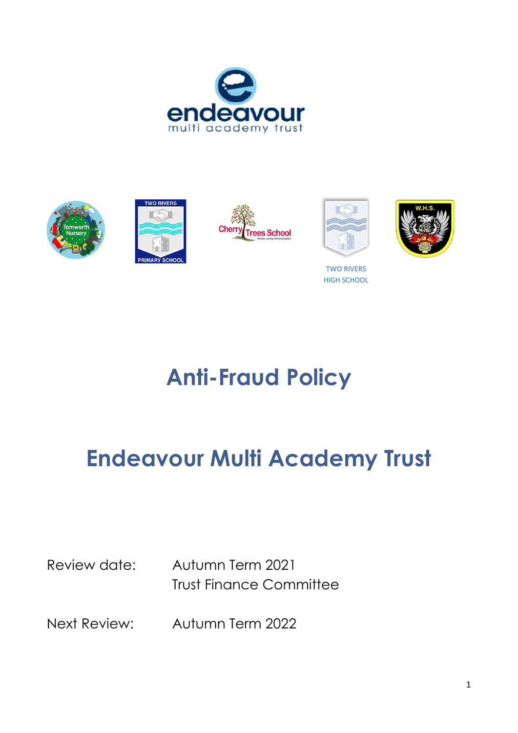# Anti-Fraud Policy

# Endeavour Multi Academy Trust

Review date: Autumn Term 2021
Trust Finance Committee

Next Review: Autumn Term 2022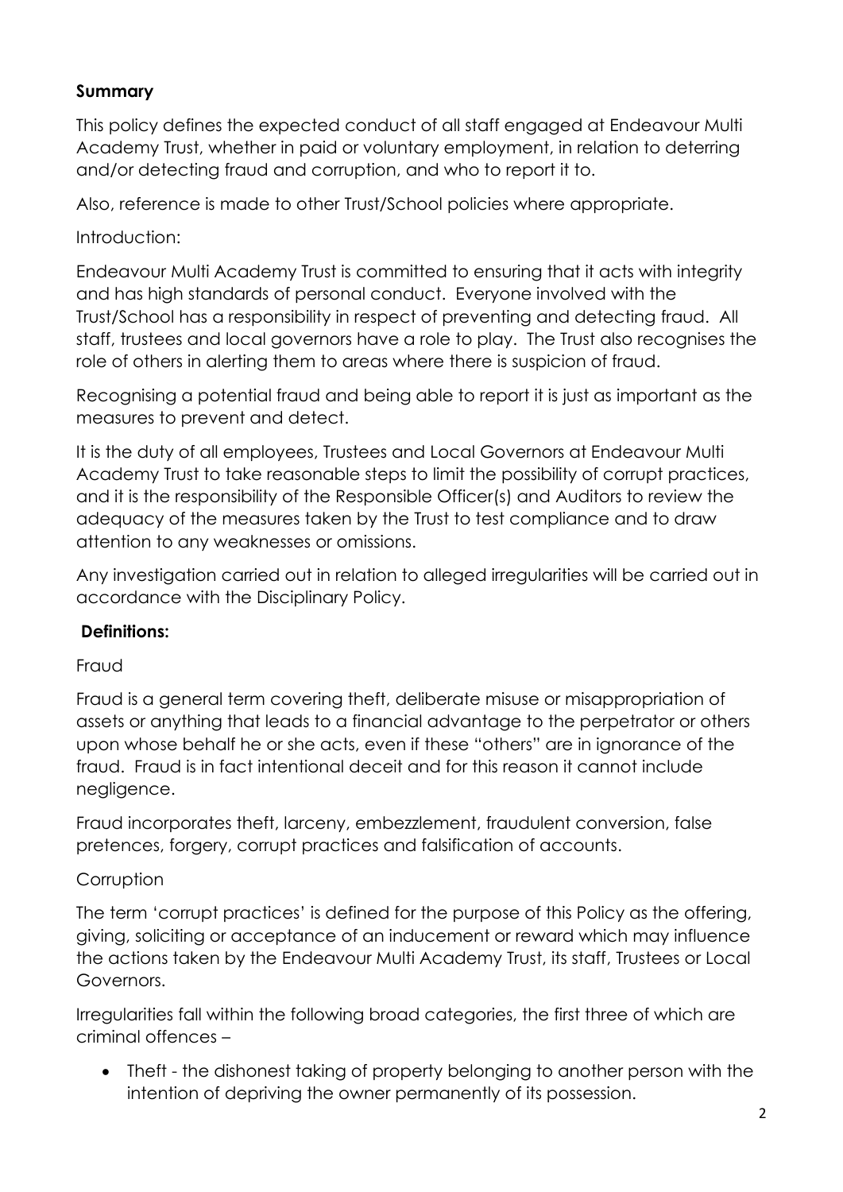**Summary**

This policy defines the expected conduct of all staff engaged at Endeavour Multi Academy Trust, whether in paid or voluntary employment, in relation to deterring and/or detecting fraud and corruption, and who to report it to.

Also, reference is made to other Trust/School policies where appropriate.

Introduction:

Endeavour Multi Academy Trust is committed to ensuring that it acts with integrity and has high standards of personal conduct. Everyone involved with the Trust/School has a responsibility in respect of preventing and detecting fraud. All staff, trustees and local governors have a role to play. The Trust also recognises the role of others in alerting them to areas where there is suspicion of fraud.

Recognising a potential fraud and being able to report it is just as important as the measures to prevent and detect.

It is the duty of all employees, Trustees and Local Governors at Endeavour Multi Academy Trust to take reasonable steps to limit the possibility of corrupt practices, and it is the responsibility of the Responsible Officer(s) and Auditors to review the adequacy of the measures taken by the Trust to test compliance and to draw attention to any weaknesses or omissions.

Any investigation carried out in relation to alleged irregularities will be carried out in accordance with the Disciplinary Policy.

**Definitions:**

Fraud

Fraud is a general term covering theft, deliberate misuse or misappropriation of assets or anything that leads to a financial advantage to the perpetrator or others upon whose behalf he or she acts, even if these "others" are in ignorance of the fraud. Fraud is in fact intentional deceit and for this reason it cannot include negligence.

Fraud incorporates theft, larceny, embezzlement, fraudulent conversion, false pretences, forgery, corrupt practices and falsification of accounts.

Corruption

The term 'corrupt practices' is defined for the purpose of this Policy as the offering, giving, soliciting or acceptance of an inducement or reward which may influence the actions taken by the Endeavour Multi Academy Trust, its staff, Trustees or Local Governors.

Irregularities fall within the following broad categories, the first three of which are criminal offences –

- Theft - the dishonest taking of property belonging to another person with the intention of depriving the owner permanently of its possession.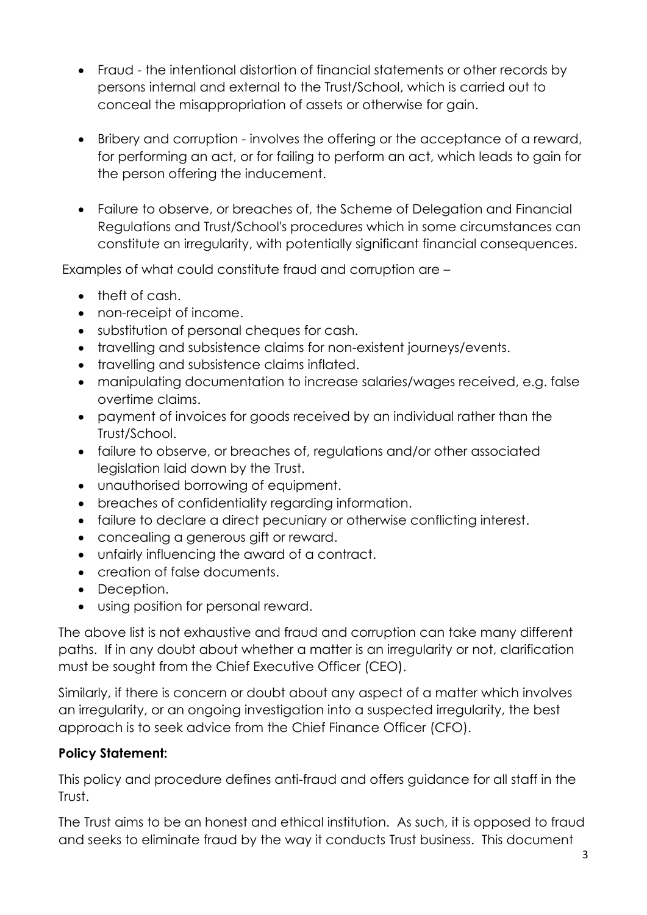- Fraud - the intentional distortion of financial statements or other records by persons internal and external to the Trust/School, which is carried out to conceal the misappropriation of assets or otherwise for gain.
- Bribery and corruption - involves the offering or the acceptance of a reward, for performing an act, or for failing to perform an act, which leads to gain for the person offering the inducement.
- Failure to observe, or breaches of, the Scheme of Delegation and Financial Regulations and Trust/School's procedures which in some circumstances can constitute an irregularity, with potentially significant financial consequences.

Examples of what could constitute fraud and corruption are –

- theft of cash.
- non-receipt of income.
- substitution of personal cheques for cash.
- travelling and subsistence claims for non-existent journeys/events.
- travelling and subsistence claims inflated.
- manipulating documentation to increase salaries/wages received, e.g. false overtime claims.
- payment of invoices for goods received by an individual rather than the Trust/School.
- failure to observe, or breaches of, regulations and/or other associated legislation laid down by the Trust.
- unauthorised borrowing of equipment.
- breaches of confidentiality regarding information.
- failure to declare a direct pecuniary or otherwise conflicting interest.
- concealing a generous gift or reward.
- unfairly influencing the award of a contract.
- creation of false documents.
- Deception.
- using position for personal reward.

The above list is not exhaustive and fraud and corruption can take many different paths. If in any doubt about whether a matter is an irregularity or not, clarification must be sought from the Chief Executive Officer (CEO).

Similarly, if there is concern or doubt about any aspect of a matter which involves an irregularity, or an ongoing investigation into a suspected irregularity, the best approach is to seek advice from the Chief Finance Officer (CFO).

**Policy Statement:**

This policy and procedure defines anti-fraud and offers guidance for all staff in the Trust.

The Trust aims to be an honest and ethical institution. As such, it is opposed to fraud and seeks to eliminate fraud by the way it conducts Trust business. This document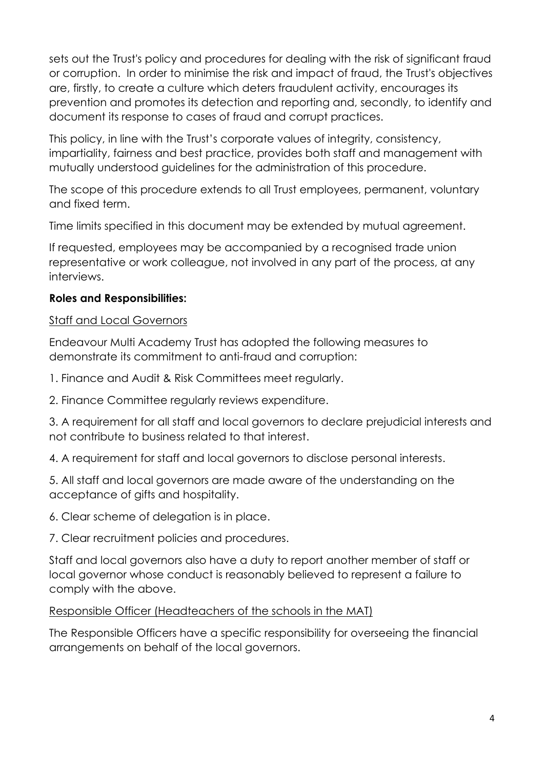sets out the Trust's policy and procedures for dealing with the risk of significant fraud or corruption. In order to minimise the risk and impact of fraud, the Trust's objectives are, firstly, to create a culture which deters fraudulent activity, encourages its prevention and promotes its detection and reporting and, secondly, to identify and document its response to cases of fraud and corrupt practices.

This policy, in line with the Trust's corporate values of integrity, consistency, impartiality, fairness and best practice, provides both staff and management with mutually understood guidelines for the administration of this procedure.

The scope of this procedure extends to all Trust employees, permanent, voluntary and fixed term.

Time limits specified in this document may be extended by mutual agreement.

If requested, employees may be accompanied by a recognised trade union representative or work colleague, not involved in any part of the process, at any interviews.

**Roles and Responsibilities:**

<u>Staff and Local Governors</u>

Endeavour Multi Academy Trust has adopted the following measures to demonstrate its commitment to anti-fraud and corruption:

1. Finance and Audit & Risk Committees meet regularly.
2. Finance Committee regularly reviews expenditure.
3. A requirement for all staff and local governors to declare prejudicial interests and not contribute to business related to that interest.
4. A requirement for staff and local governors to disclose personal interests.
5. All staff and local governors are made aware of the understanding on the acceptance of gifts and hospitality.
6. Clear scheme of delegation is in place.
7. Clear recruitment policies and procedures.

Staff and local governors also have a duty to report another member of staff or local governor whose conduct is reasonably believed to represent a failure to comply with the above.

<u>Responsible Officer (Headteachers of the schools in the MAT)</u>

The Responsible Officers have a specific responsibility for overseeing the financial arrangements on behalf of the local governors.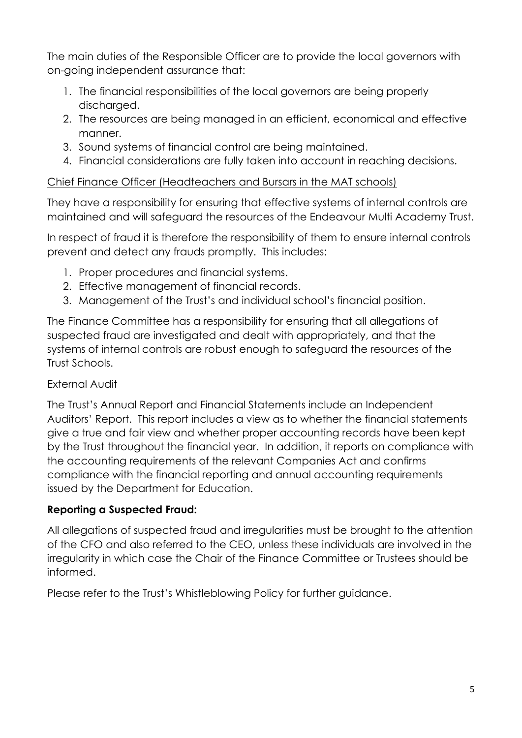The main duties of the Responsible Officer are to provide the local governors with on-going independent assurance that:

1. The financial responsibilities of the local governors are being properly discharged.
2. The resources are being managed in an efficient, economical and effective manner.
3. Sound systems of financial control are being maintained.
4. Financial considerations are fully taken into account in reaching decisions.

<u>Chief Finance Officer (Headteachers and Bursars in the MAT schools)</u>

They have a responsibility for ensuring that effective systems of internal controls are maintained and will safeguard the resources of the Endeavour Multi Academy Trust.

In respect of fraud it is therefore the responsibility of them to ensure internal controls prevent and detect any frauds promptly. This includes:

1. Proper procedures and financial systems.
2. Effective management of financial records.
3. Management of the Trust's and individual school's financial position.

The Finance Committee has a responsibility for ensuring that all allegations of suspected fraud are investigated and dealt with appropriately, and that the systems of internal controls are robust enough to safeguard the resources of the Trust Schools.

External Audit

The Trust's Annual Report and Financial Statements include an Independent Auditors' Report. This report includes a view as to whether the financial statements give a true and fair view and whether proper accounting records have been kept by the Trust throughout the financial year. In addition, it reports on compliance with the accounting requirements of the relevant Companies Act and confirms compliance with the financial reporting and annual accounting requirements issued by the Department for Education.

**Reporting a Suspected Fraud:**

All allegations of suspected fraud and irregularities must be brought to the attention of the CFO and also referred to the CEO, unless these individuals are involved in the irregularity in which case the Chair of the Finance Committee or Trustees should be informed.

Please refer to the Trust's Whistleblowing Policy for further guidance.